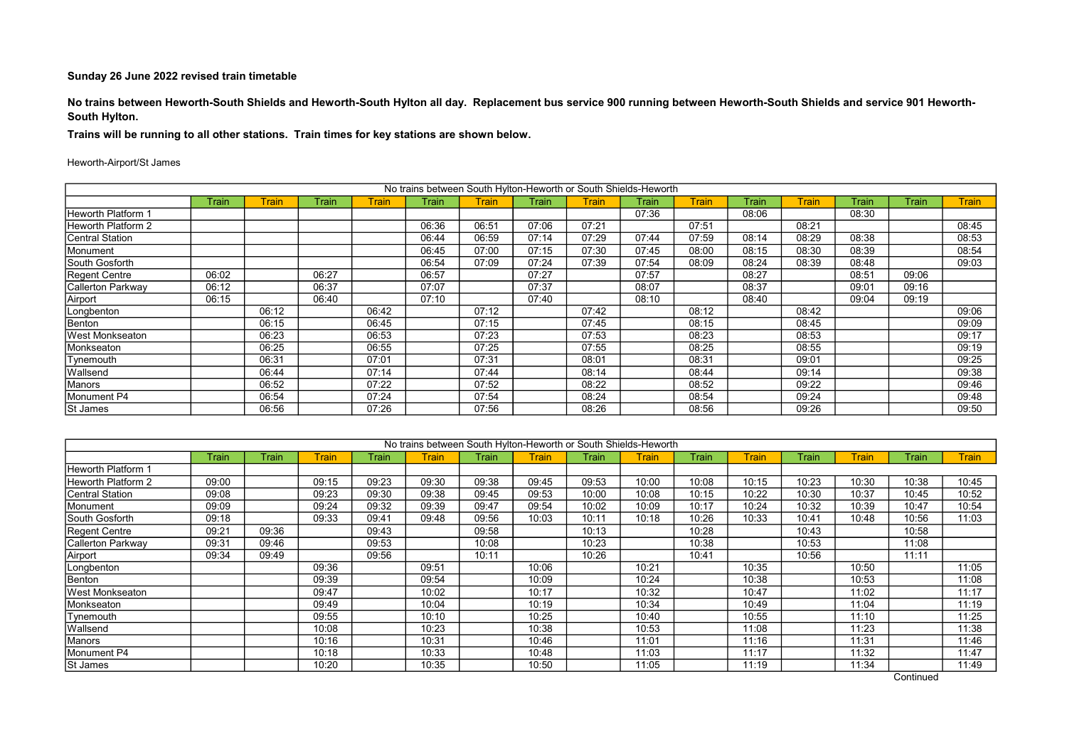**Sunday 26 June 2022 revised train timetable**

**No trains between Heworth-South Shields and Heworth-South Hylton all day. Replacement bus service 900 running between Heworth-South Shields and service 901 Heworth-South Hylton.**

**Trains will be running to all other stations. Train times for key stations are shown below.**

Heworth-Airport/St James

| No trains between South Hylton-Heworth or South Shields-Heworth | | | | | | | | | | | | | | |
|---|---|---|---|---|---|---|---|---|---|---|---|---|---|---|
| | Train | Train | Train | Train | Train | Train | Train | Train | Train | Train | Train | Train | Train | Train | Train |
| Heworth Platform 1 | | | | | | | | | 07:36 | | 08:06 | | 08:30 | | |
| Heworth Platform 2 | | | | | 06:36 | 06:51 | 07:06 | 07:21 | | 07:51 | | 08:21 | | | 08:45 |
| Central Station | | | | | 06:44 | 06:59 | 07:14 | 07:29 | 07:44 | 07:59 | 08:14 | 08:29 | 08:38 | | 08:53 |
| Monument | | | | | 06:45 | 07:00 | 07:15 | 07:30 | 07:45 | 08:00 | 08:15 | 08:30 | 08:39 | | 08:54 |
| South Gosforth | | | | | 06:54 | 07:09 | 07:24 | 07:39 | 07:54 | 08:09 | 08:24 | 08:39 | 08:48 | | 09:03 |
| Regent Centre | 06:02 | | 06:27 | | 06:57 | | 07:27 | | 07:57 | | 08:27 | | 08:51 | 09:06 | |
| Callerton Parkway | 06:12 | | 06:37 | | 07:07 | | 07:37 | | 08:07 | | 08:37 | | 09:01 | 09:16 | |
| Airport | 06:15 | | 06:40 | | 07:10 | | 07:40 | | 08:10 | | 08:40 | | 09:04 | 09:19 | |
| Longbenton | | 06:12 | | 06:42 | | 07:12 | | 07:42 | | 08:12 | | 08:42 | | | 09:06 |
| Benton | | 06:15 | | 06:45 | | 07:15 | | 07:45 | | 08:15 | | 08:45 | | | 09:09 |
| West Monkseaton | | 06:23 | | 06:53 | | 07:23 | | 07:53 | | 08:23 | | 08:53 | | | 09:17 |
| Monkseaton | | 06:25 | | 06:55 | | 07:25 | | 07:55 | | 08:25 | | 08:55 | | | 09:19 |
| Tynemouth | | 06:31 | | 07:01 | | 07:31 | | 08:01 | | 08:31 | | 09:01 | | | 09:25 |
| Wallsend | | 06:44 | | 07:14 | | 07:44 | | 08:14 | | 08:44 | | 09:14 | | | 09:38 |
| Manors | | 06:52 | | 07:22 | | 07:52 | | 08:22 | | 08:52 | | 09:22 | | | 09:46 |
| Monument P4 | | 06:54 | | 07:24 | | 07:54 | | 08:24 | | 08:54 | | 09:24 | | | 09:48 |
| St James | | 06:56 | | 07:26 | | 07:56 | | 08:26 | | 08:56 | | 09:26 | | | 09:50 |

| No trains between South Hylton-Heworth or South Shields-Heworth | | | | | | | | | | | | | | | |
|---|---|---|---|---|---|---|---|---|---|---|---|---|---|---|---|
| | Train | Train | Train | Train | Train | Train | Train | Train | Train | Train | Train | Train | Train | Train | Train |
| Heworth Platform 1 | | | | | | | | | | | | | | | |
| Heworth Platform 2 | 09:00 | | 09:15 | 09:23 | 09:30 | 09:38 | 09:45 | 09:53 | 10:00 | 10:08 | 10:15 | 10:23 | 10:30 | 10:38 | 10:45 |
| Central Station | 09:08 | | 09:23 | 09:30 | 09:38 | 09:45 | 09:53 | 10:00 | 10:08 | 10:15 | 10:22 | 10:30 | 10:37 | 10:45 | 10:52 |
| Monument | 09:09 | | 09:24 | 09:32 | 09:39 | 09:47 | 09:54 | 10:02 | 10:09 | 10:17 | 10:24 | 10:32 | 10:39 | 10:47 | 10:54 |
| South Gosforth | 09:18 | | 09:33 | 09:41 | 09:48 | 09:56 | 10:03 | 10:11 | 10:18 | 10:26 | 10:33 | 10:41 | 10:48 | 10:56 | 11:03 |
| Regent Centre | 09:21 | 09:36 | | 09:43 | | 09:58 | | 10:13 | | 10:28 | | 10:43 | | 10:58 | |
| Callerton Parkway | 09:31 | 09:46 | | 09:53 | | 10:08 | | 10:23 | | 10:38 | | 10:53 | | 11:08 | |
| Airport | 09:34 | 09:49 | | 09:56 | | 10:11 | | 10:26 | | 10:41 | | 10:56 | | 11:11 | |
| Longbenton | | | 09:36 | | 09:51 | | 10:06 | | 10:21 | | 10:35 | | 10:50 | | 11:05 |
| Benton | | | 09:39 | | 09:54 | | 10:09 | | 10:24 | | 10:38 | | 10:53 | | 11:08 |
| West Monkseaton | | | 09:47 | | 10:02 | | 10:17 | | 10:32 | | 10:47 | | 11:02 | | 11:17 |
| Monkseaton | | | 09:49 | | 10:04 | | 10:19 | | 10:34 | | 10:49 | | 11:04 | | 11:19 |
| Tynemouth | | | 09:55 | | 10:10 | | 10:25 | | 10:40 | | 10:55 | | 11:10 | | 11:25 |
| Wallsend | | | 10:08 | | 10:23 | | 10:38 | | 10:53 | | 11:08 | | 11:23 | | 11:38 |
| Manors | | | 10:16 | | 10:31 | | 10:46 | | 11:01 | | 11:16 | | 11:31 | | 11:46 |
| Monument P4 | | | 10:18 | | 10:33 | | 10:48 | | 11:03 | | 11:17 | | 11:32 | | 11:47 |
| St James | | | 10:20 | | 10:35 | | 10:50 | | 11:05 | | 11:19 | | 11:34 | | 11:49 |

Continued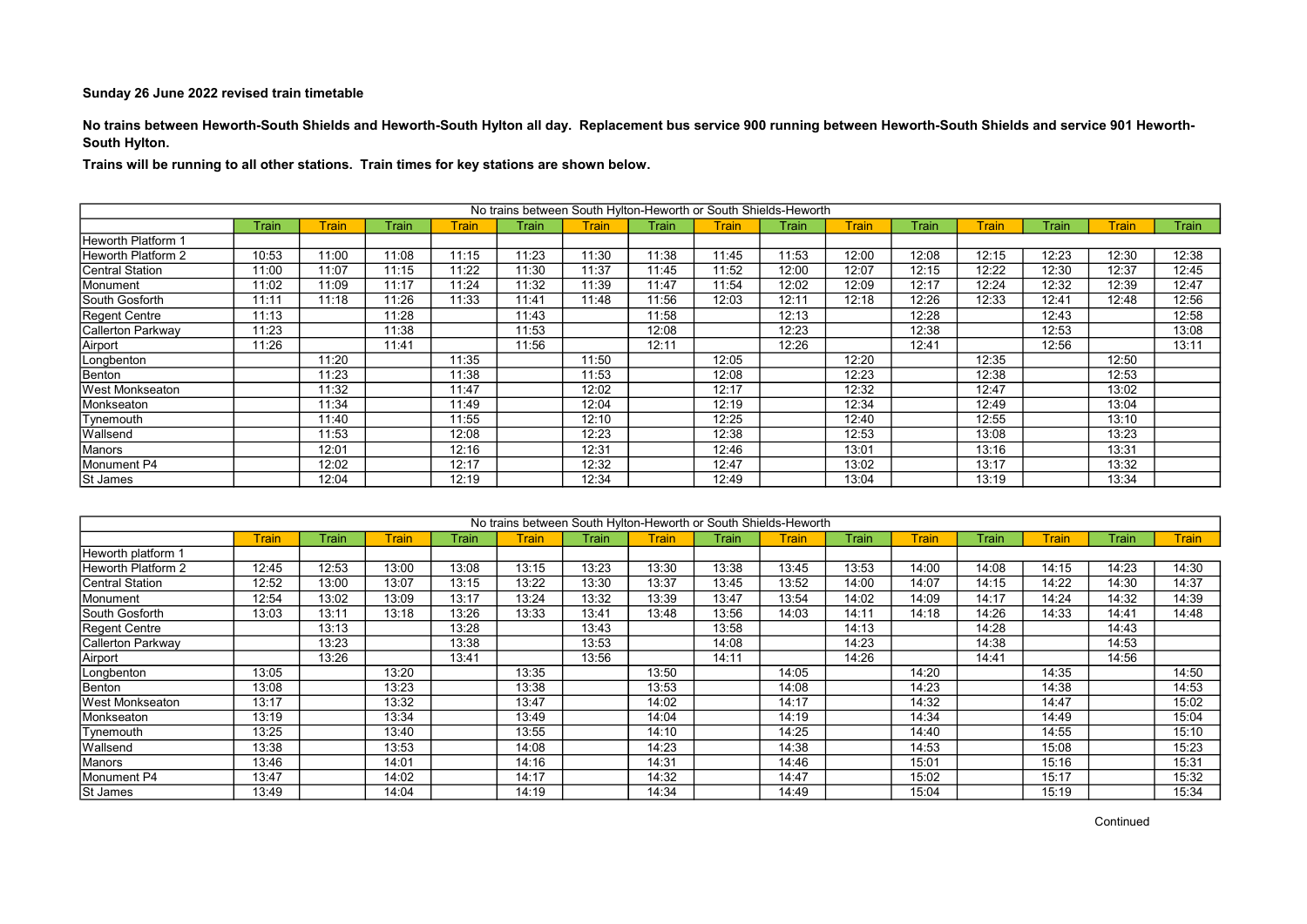**Sunday 26 June 2022 revised train timetable**

**No trains between Heworth-South Shields and Heworth-South Hylton all day. Replacement bus service 900 running between Heworth-South Shields and service 901 Heworth-South Hylton.**

**Trains will be running to all other stations. Train times for key stations are shown below.**

| No trains between South Hylton-Heworth or South Shields-Heworth | | | | | | | | | | | | | | | |
|---|---|---|---|---|---|---|---|---|---|---|---|---|---|---|---|
| | Train | Train | Train | Train | Train | Train | Train | Train | Train | Train | Train | Train | Train | Train | Train |
| Heworth Platform 1 | | | | | | | | | | | | | | | |
| Heworth Platform 2 | 10:53 | 11:00 | 11:08 | 11:15 | 11:23 | 11:30 | 11:38 | 11:45 | 11:53 | 12:00 | 12:08 | 12:15 | 12:23 | 12:30 | 12:38 |
| Central Station | 11:00 | 11:07 | 11:15 | 11:22 | 11:30 | 11:37 | 11:45 | 11:52 | 12:00 | 12:07 | 12:15 | 12:22 | 12:30 | 12:37 | 12:45 |
| Monument | 11:02 | 11:09 | 11:17 | 11:24 | 11:32 | 11:39 | 11:47 | 11:54 | 12:02 | 12:09 | 12:17 | 12:24 | 12:32 | 12:39 | 12:47 |
| South Gosforth | 11:11 | 11:18 | 11:26 | 11:33 | 11:41 | 11:48 | 11:56 | 12:03 | 12:11 | 12:18 | 12:26 | 12:33 | 12:41 | 12:48 | 12:56 |
| Regent Centre | 11:13 | | 11:28 | | 11:43 | | 11:58 | | 12:13 | | 12:28 | | 12:43 | | 12:58 |
| Callerton Parkway | 11:23 | | 11:38 | | 11:53 | | 12:08 | | 12:23 | | 12:38 | | 12:53 | | 13:08 |
| Airport | 11:26 | | 11:41 | | 11:56 | | 12:11 | | 12:26 | | 12:41 | | 12:56 | | 13:11 |
| Longbenton | | 11:20 | | 11:35 | | 11:50 | | 12:05 | | 12:20 | | 12:35 | | 12:50 | |
| Benton | | 11:23 | | 11:38 | | 11:53 | | 12:08 | | 12:23 | | 12:38 | | 12:53 | |
| West Monkseaton | | 11:32 | | 11:47 | | 12:02 | | 12:17 | | 12:32 | | 12:47 | | 13:02 | |
| Monkseaton | | 11:34 | | 11:49 | | 12:04 | | 12:19 | | 12:34 | | 12:49 | | 13:04 | |
| Tynemouth | | 11:40 | | 11:55 | | 12:10 | | 12:25 | | 12:40 | | 12:55 | | 13:10 | |
| Wallsend | | 11:53 | | 12:08 | | 12:23 | | 12:38 | | 12:53 | | 13:08 | | 13:23 | |
| Manors | | 12:01 | | 12:16 | | 12:31 | | 12:46 | | 13:01 | | 13:16 | | 13:31 | |
| Monument P4 | | 12:02 | | 12:17 | | 12:32 | | 12:47 | | 13:02 | | 13:17 | | 13:32 | |
| St James | | 12:04 | | 12:19 | | 12:34 | | 12:49 | | 13:04 | | 13:19 | | 13:34 | |

| No trains between South Hylton-Heworth or South Shields-Heworth | | | | | | | | | | | | | | | |
|---|---|---|---|---|---|---|---|---|---|---|---|---|---|---|---|
| | Train | Train | Train | Train | Train | Train | Train | Train | Train | Train | Train | Train | Train | Train | Train |
| Heworth platform 1 | | | | | | | | | | | | | | | |
| Heworth Platform 2 | 12:45 | 12:53 | 13:00 | 13:08 | 13:15 | 13:23 | 13:30 | 13:38 | 13:45 | 13:53 | 14:00 | 14:08 | 14:15 | 14:23 | 14:30 |
| Central Station | 12:52 | 13:00 | 13:07 | 13:15 | 13:22 | 13:30 | 13:37 | 13:45 | 13:52 | 14:00 | 14:07 | 14:15 | 14:22 | 14:30 | 14:37 |
| Monument | 12:54 | 13:02 | 13:09 | 13:17 | 13:24 | 13:32 | 13:39 | 13:47 | 13:54 | 14:02 | 14:09 | 14:17 | 14:24 | 14:32 | 14:39 |
| South Gosforth | 13:03 | 13:11 | 13:18 | 13:26 | 13:33 | 13:41 | 13:48 | 13:56 | 14:03 | 14:11 | 14:18 | 14:26 | 14:33 | 14:41 | 14:48 |
| Regent Centre | | 13:13 | | 13:28 | | 13:43 | | 13:58 | | 14:13 | | 14:28 | | 14:43 | |
| Callerton Parkway | | 13:23 | | 13:38 | | 13:53 | | 14:08 | | 14:23 | | 14:38 | | 14:53 | |
| Airport | | 13:26 | | 13:41 | | 13:56 | | 14:11 | | 14:26 | | 14:41 | | 14:56 | |
| Longbenton | 13:05 | | 13:20 | | 13:35 | | 13:50 | | 14:05 | | 14:20 | | 14:35 | | 14:50 |
| Benton | 13:08 | | 13:23 | | 13:38 | | 13:53 | | 14:08 | | 14:23 | | 14:38 | | 14:53 |
| West Monkseaton | 13:17 | | 13:32 | | 13:47 | | 14:02 | | 14:17 | | 14:32 | | 14:47 | | 15:02 |
| Monkseaton | 13:19 | | 13:34 | | 13:49 | | 14:04 | | 14:19 | | 14:34 | | 14:49 | | 15:04 |
| Tynemouth | 13:25 | | 13:40 | | 13:55 | | 14:10 | | 14:25 | | 14:40 | | 14:55 | | 15:10 |
| Wallsend | 13:38 | | 13:53 | | 14:08 | | 14:23 | | 14:38 | | 14:53 | | 15:08 | | 15:23 |
| Manors | 13:46 | | 14:01 | | 14:16 | | 14:31 | | 14:46 | | 15:01 | | 15:16 | | 15:31 |
| Monument P4 | 13:47 | | 14:02 | | 14:17 | | 14:32 | | 14:47 | | 15:02 | | 15:17 | | 15:32 |
| St James | 13:49 | | 14:04 | | 14:19 | | 14:34 | | 14:49 | | 15:04 | | 15:19 | | 15:34 |

Continued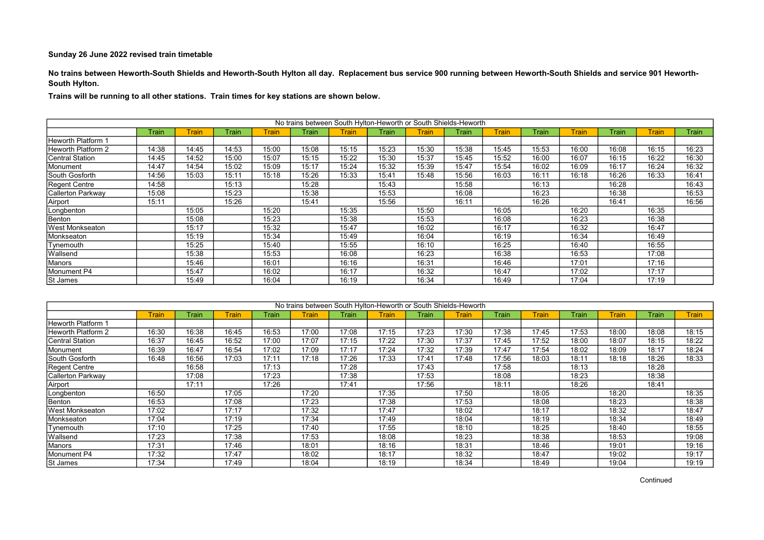**Sunday 26 June 2022 revised train timetable**

**No trains between Heworth-South Shields and Heworth-South Hylton all day. Replacement bus service 900 running between Heworth-South Shields and service 901 Heworth-South Hylton.**

**Trains will be running to all other stations. Train times for key stations are shown below.**

| No trains between South Hylton-Heworth or South Shields-Heworth | | | | | | | | | | | | | | | |
|---|---|---|---|---|---|---|---|---|---|---|---|---|---|---|---|
| | Train | Train | Train | Train | Train | Train | Train | Train | Train | Train | Train | Train | Train | Train | Train |
| Heworth Platform 1 | | | | | | | | | | | | | | | |
| Heworth Platform 2 | 14:38 | 14:45 | 14:53 | 15:00 | 15:08 | 15:15 | 15:23 | 15:30 | 15:38 | 15:45 | 15:53 | 16:00 | 16:08 | 16:15 | 16:23 |
| Central Station | 14:45 | 14:52 | 15:00 | 15:07 | 15:15 | 15:22 | 15:30 | 15:37 | 15:45 | 15:52 | 16:00 | 16:07 | 16:15 | 16:22 | 16:30 |
| Monument | 14:47 | 14:54 | 15:02 | 15:09 | 15:17 | 15:24 | 15:32 | 15:39 | 15:47 | 15:54 | 16:02 | 16:09 | 16:17 | 16:24 | 16:32 |
| South Gosforth | 14:56 | 15:03 | 15:11 | 15:18 | 15:26 | 15:33 | 15:41 | 15:48 | 15:56 | 16:03 | 16:11 | 16:18 | 16:26 | 16:33 | 16:41 |
| Regent Centre | 14:58 | | 15:13 | | 15:28 | | 15:43 | | 15:58 | | 16:13 | | 16:28 | | 16:43 |
| Callerton Parkway | 15:08 | | 15:23 | | 15:38 | | 15:53 | | 16:08 | | 16:23 | | 16:38 | | 16:53 |
| Airport | 15:11 | | 15:26 | | 15:41 | | 15:56 | | 16:11 | | 16:26 | | 16:41 | | 16:56 |
| Longbenton | | 15:05 | | 15:20 | | 15:35 | | 15:50 | | 16:05 | | 16:20 | | 16:35 | |
| Benton | | 15:08 | | 15:23 | | 15:38 | | 15:53 | | 16:08 | | 16:23 | | 16:38 | |
| West Monkseaton | | 15:17 | | 15:32 | | 15:47 | | 16:02 | | 16:17 | | 16:32 | | 16:47 | |
| Monkseaton | | 15:19 | | 15:34 | | 15:49 | | 16:04 | | 16:19 | | 16:34 | | 16:49 | |
| Tynemouth | | 15:25 | | 15:40 | | 15:55 | | 16:10 | | 16:25 | | 16:40 | | 16:55 | |
| Wallsend | | 15:38 | | 15:53 | | 16:08 | | 16:23 | | 16:38 | | 16:53 | | 17:08 | |
| Manors | | 15:46 | | 16:01 | | 16:16 | | 16:31 | | 16:46 | | 17:01 | | 17:16 | |
| Monument P4 | | 15:47 | | 16:02 | | 16:17 | | 16:32 | | 16:47 | | 17:02 | | 17:17 | |
| St James | | 15:49 | | 16:04 | | 16:19 | | 16:34 | | 16:49 | | 17:04 | | 17:19 | |

| No trains between South Hylton-Heworth or South Shields-Heworth | | | | | | | | | | | | | | | |
|---|---|---|---|---|---|---|---|---|---|---|---|---|---|---|---|
| | Train | Train | Train | Train | Train | Train | Train | Train | Train | Train | Train | Train | Train | Train | Train |
| Heworth Platform 1 | | | | | | | | | | | | | | | |
| Heworth Platform 2 | 16:30 | 16:38 | 16:45 | 16:53 | 17:00 | 17:08 | 17:15 | 17:23 | 17:30 | 17:38 | 17:45 | 17:53 | 18:00 | 18:08 | 18:15 |
| Central Station | 16:37 | 16:45 | 16:52 | 17:00 | 17:07 | 17:15 | 17:22 | 17:30 | 17:37 | 17:45 | 17:52 | 18:00 | 18:07 | 18:15 | 18:22 |
| Monument | 16:39 | 16:47 | 16:54 | 17:02 | 17:09 | 17:17 | 17:24 | 17:32 | 17:39 | 17:47 | 17:54 | 18:02 | 18:09 | 18:17 | 18:24 |
| South Gosforth | 16:48 | 16:56 | 17:03 | 17:11 | 17:18 | 17:26 | 17:33 | 17:41 | 17:48 | 17:56 | 18:03 | 18:11 | 18:18 | 18:26 | 18:33 |
| Regent Centre | | 16:58 | | 17:13 | | 17:28 | | 17:43 | | 17:58 | | 18:13 | | 18:28 | |
| Callerton Parkway | | 17:08 | | 17:23 | | 17:38 | | 17:53 | | 18:08 | | 18:23 | | 18:38 | |
| Airport | | 17:11 | | 17:26 | | 17:41 | | 17:56 | | 18:11 | | 18:26 | | 18:41 | |
| Longbenton | 16:50 | | 17:05 | | 17:20 | | 17:35 | | 17:50 | | 18:05 | | 18:20 | | 18:35 |
| Benton | 16:53 | | 17:08 | | 17:23 | | 17:38 | | 17:53 | | 18:08 | | 18:23 | | 18:38 |
| West Monkseaton | 17:02 | | 17:17 | | 17:32 | | 17:47 | | 18:02 | | 18:17 | | 18:32 | | 18:47 |
| Monkseaton | 17:04 | | 17:19 | | 17:34 | | 17:49 | | 18:04 | | 18:19 | | 18:34 | | 18:49 |
| Tynemouth | 17:10 | | 17:25 | | 17:40 | | 17:55 | | 18:10 | | 18:25 | | 18:40 | | 18:55 |
| Wallsend | 17:23 | | 17:38 | | 17:53 | | 18:08 | | 18:23 | | 18:38 | | 18:53 | | 19:08 |
| Manors | 17:31 | | 17:46 | | 18:01 | | 18:16 | | 18:31 | | 18:46 | | 19:01 | | 19:16 |
| Monument P4 | 17:32 | | 17:47 | | 18:02 | | 18:17 | | 18:32 | | 18:47 | | 19:02 | | 19:17 |
| St James | 17:34 | | 17:49 | | 18:04 | | 18:19 | | 18:34 | | 18:49 | | 19:04 | | 19:19 |

Continued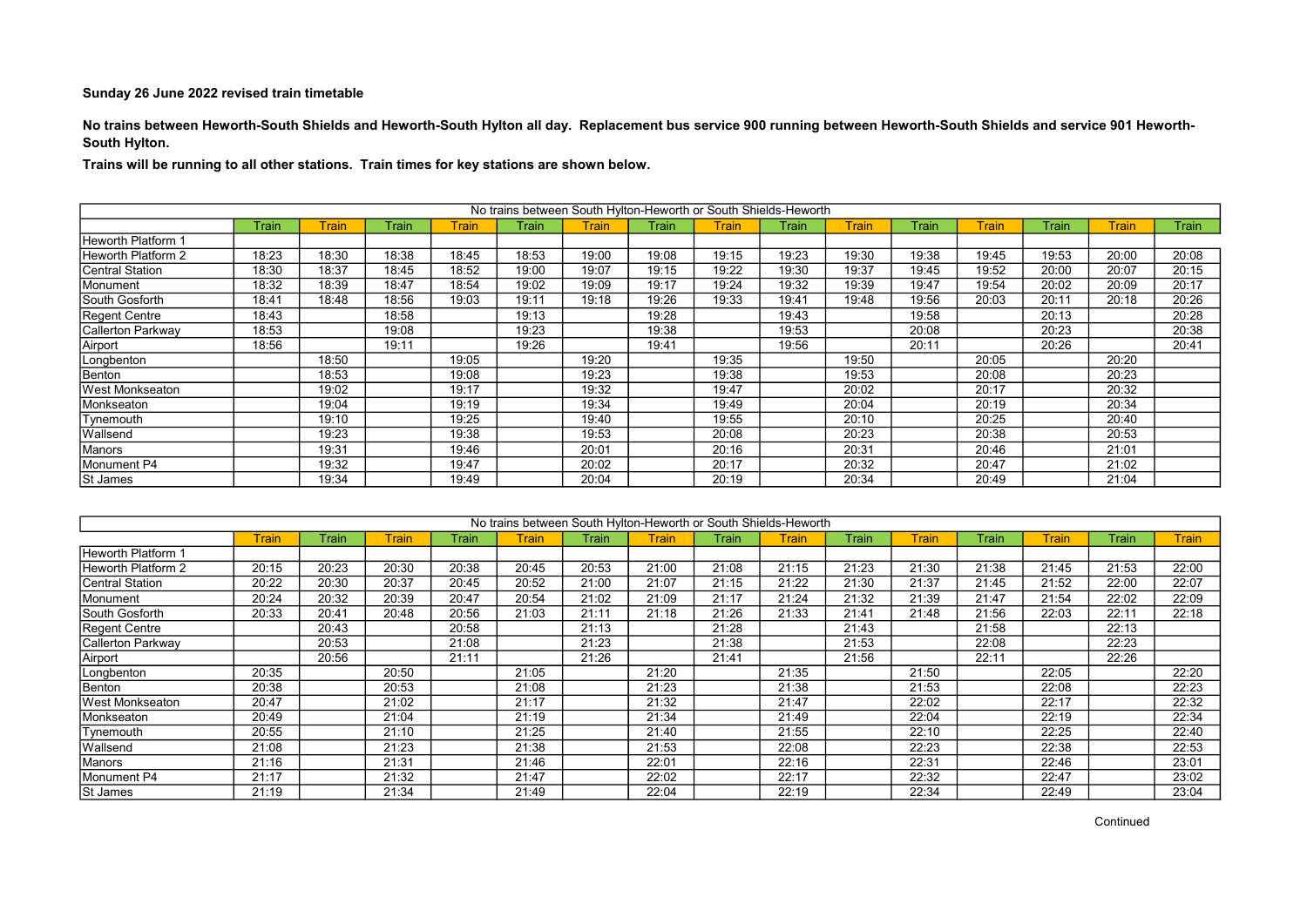**Sunday 26 June 2022 revised train timetable**

**No trains between Heworth-South Shields and Heworth-South Hylton all day. Replacement bus service 900 running between Heworth-South Shields and service 901 Heworth-South Hylton.**

**Trains will be running to all other stations. Train times for key stations are shown below.**

| No trains between South Hylton-Heworth or South Shields-Heworth | | | | | | | | | | | | | | | |
|---|---|---|---|---|---|---|---|---|---|---|---|---|---|---|---|
| | Train | Train | Train | Train | Train | Train | Train | Train | Train | Train | Train | Train | Train | Train | Train |
| Heworth Platform 1 | | | | | | | | | | | | | | | |
| Heworth Platform 2 | 18:23 | 18:30 | 18:38 | 18:45 | 18:53 | 19:00 | 19:08 | 19:15 | 19:23 | 19:30 | 19:38 | 19:45 | 19:53 | 20:00 | 20:08 |
| Central Station | 18:30 | 18:37 | 18:45 | 18:52 | 19:00 | 19:07 | 19:15 | 19:22 | 19:30 | 19:37 | 19:45 | 19:52 | 20:00 | 20:07 | 20:15 |
| Monument | 18:32 | 18:39 | 18:47 | 18:54 | 19:02 | 19:09 | 19:17 | 19:24 | 19:32 | 19:39 | 19:47 | 19:54 | 20:02 | 20:09 | 20:17 |
| South Gosforth | 18:41 | 18:48 | 18:56 | 19:03 | 19:11 | 19:18 | 19:26 | 19:33 | 19:41 | 19:48 | 19:56 | 20:03 | 20:11 | 20:18 | 20:26 |
| Regent Centre | 18:43 | | 18:58 | | 19:13 | | 19:28 | | 19:43 | | 19:58 | | 20:13 | | 20:28 |
| Callerton Parkway | 18:53 | | 19:08 | | 19:23 | | 19:38 | | 19:53 | | 20:08 | | 20:23 | | 20:38 |
| Airport | 18:56 | | 19:11 | | 19:26 | | 19:41 | | 19:56 | | 20:11 | | 20:26 | | 20:41 |
| Longbenton | | 18:50 | | 19:05 | | 19:20 | | 19:35 | | 19:50 | | 20:05 | | 20:20 | |
| Benton | | 18:53 | | 19:08 | | 19:23 | | 19:38 | | 19:53 | | 20:08 | | 20:23 | |
| West Monkseaton | | 19:02 | | 19:17 | | 19:32 | | 19:47 | | 20:02 | | 20:17 | | 20:32 | |
| Monkseaton | | 19:04 | | 19:19 | | 19:34 | | 19:49 | | 20:04 | | 20:19 | | 20:34 | |
| Tynemouth | | 19:10 | | 19:25 | | 19:40 | | 19:55 | | 20:10 | | 20:25 | | 20:40 | |
| Wallsend | | 19:23 | | 19:38 | | 19:53 | | 20:08 | | 20:23 | | 20:38 | | 20:53 | |
| Manors | | 19:31 | | 19:46 | | 20:01 | | 20:16 | | 20:31 | | 20:46 | | 21:01 | |
| Monument P4 | | 19:32 | | 19:47 | | 20:02 | | 20:17 | | 20:32 | | 20:47 | | 21:02 | |
| St James | | 19:34 | | 19:49 | | 20:04 | | 20:19 | | 20:34 | | 20:49 | | 21:04 | |

| No trains between South Hylton-Heworth or South Shields-Heworth | | | | | | | | | | | | | | | |
|---|---|---|---|---|---|---|---|---|---|---|---|---|---|---|---|
| | Train | Train | Train | Train | Train | Train | Train | Train | Train | Train | Train | Train | Train | Train | Train |
| Heworth Platform 1 | | | | | | | | | | | | | | | |
| Heworth Platform 2 | 20:15 | 20:23 | 20:30 | 20:38 | 20:45 | 20:53 | 21:00 | 21:08 | 21:15 | 21:23 | 21:30 | 21:38 | 21:45 | 21:53 | 22:00 |
| Central Station | 20:22 | 20:30 | 20:37 | 20:45 | 20:52 | 21:00 | 21:07 | 21:15 | 21:22 | 21:30 | 21:37 | 21:45 | 21:52 | 22:00 | 22:07 |
| Monument | 20:24 | 20:32 | 20:39 | 20:47 | 20:54 | 21:02 | 21:09 | 21:17 | 21:24 | 21:32 | 21:39 | 21:47 | 21:54 | 22:02 | 22:09 |
| South Gosforth | 20:33 | 20:41 | 20:48 | 20:56 | 21:03 | 21:11 | 21:18 | 21:26 | 21:33 | 21:41 | 21:48 | 21:56 | 22:03 | 22:11 | 22:18 |
| Regent Centre | | 20:43 | | 20:58 | | 21:13 | | 21:28 | | 21:43 | | 21:58 | | 22:13 | |
| Callerton Parkway | | 20:53 | | 21:08 | | 21:23 | | 21:38 | | 21:53 | | 22:08 | | 22:23 | |
| Airport | | 20:56 | | 21:11 | | 21:26 | | 21:41 | | 21:56 | | 22:11 | | 22:26 | |
| Longbenton | 20:35 | | 20:50 | | 21:05 | | 21:20 | | 21:35 | | 21:50 | | 22:05 | | 22:20 |
| Benton | 20:38 | | 20:53 | | 21:08 | | 21:23 | | 21:38 | | 21:53 | | 22:08 | | 22:23 |
| West Monkseaton | 20:47 | | 21:02 | | 21:17 | | 21:32 | | 21:47 | | 22:02 | | 22:17 | | 22:32 |
| Monkseaton | 20:49 | | 21:04 | | 21:19 | | 21:34 | | 21:49 | | 22:04 | | 22:19 | | 22:34 |
| Tynemouth | 20:55 | | 21:10 | | 21:25 | | 21:40 | | 21:55 | | 22:10 | | 22:25 | | 22:40 |
| Wallsend | 21:08 | | 21:23 | | 21:38 | | 21:53 | | 22:08 | | 22:23 | | 22:38 | | 22:53 |
| Manors | 21:16 | | 21:31 | | 21:46 | | 22:01 | | 22:16 | | 22:31 | | 22:46 | | 23:01 |
| Monument P4 | 21:17 | | 21:32 | | 21:47 | | 22:02 | | 22:17 | | 22:32 | | 22:47 | | 23:02 |
| St James | 21:19 | | 21:34 | | 21:49 | | 22:04 | | 22:19 | | 22:34 | | 22:49 | | 23:04 |

Continued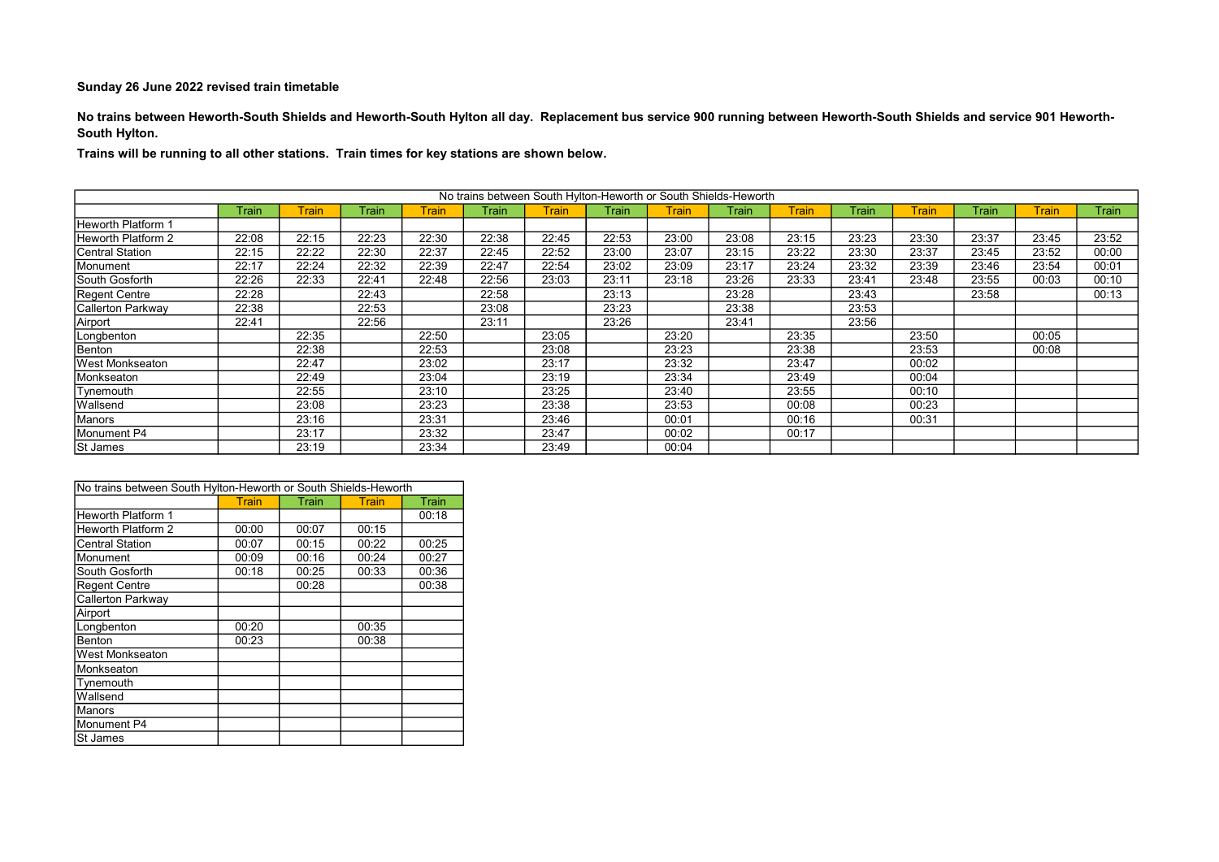**Sunday 26 June 2022 revised train timetable**

**No trains between Heworth-South Shields and Heworth-South Hylton all day. Replacement bus service 900 running between Heworth-South Shields and service 901 Heworth-South Hylton.**

**Trains will be running to all other stations. Train times for key stations are shown below.**

| No trains between South Hylton-Heworth or South Shields-Heworth | | | | | | | | | | | | | | | |
|---|---|---|---|---|---|---|---|---|---|---|---|---|---|---|---|
| | Train | Train | Train | Train | Train | Train | Train | Train | Train | Train | Train | Train | Train | Train | Train |
| Heworth Platform 1 | | | | | | | | | | | | | | | |
| Heworth Platform 2 | 22:08 | 22:15 | 22:23 | 22:30 | 22:38 | 22:45 | 22:53 | 23:00 | 23:08 | 23:15 | 23:23 | 23:30 | 23:37 | 23:45 | 23:52 |
| Central Station | 22:15 | 22:22 | 22:30 | 22:37 | 22:45 | 22:52 | 23:00 | 23:07 | 23:15 | 23:22 | 23:30 | 23:37 | 23:45 | 23:52 | 00:00 |
| Monument | 22:17 | 22:24 | 22:32 | 22:39 | 22:47 | 22:54 | 23:02 | 23:09 | 23:17 | 23:24 | 23:32 | 23:39 | 23:46 | 23:54 | 00:01 |
| South Gosforth | 22:26 | 22:33 | 22:41 | 22:48 | 22:56 | 23:03 | 23:11 | 23:18 | 23:26 | 23:33 | 23:41 | 23:48 | 23:55 | 00:03 | 00:10 |
| Regent Centre | 22:28 | | 22:43 | | 22:58 | | 23:13 | | 23:28 | | 23:43 | | 23:58 | | 00:13 |
| Callerton Parkway | 22:38 | | 22:53 | | 23:08 | | 23:23 | | 23:38 | | 23:53 | | | | |
| Airport | 22:41 | | 22:56 | | 23:11 | | 23:26 | | 23:41 | | 23:56 | | | | |
| Longbenton | | 22:35 | | 22:50 | | 23:05 | | 23:20 | | 23:35 | | 23:50 | | 00:05 | |
| Benton | | 22:38 | | 22:53 | | 23:08 | | 23:23 | | 23:38 | | 23:53 | | 00:08 | |
| West Monkseaton | | 22:47 | | 23:02 | | 23:17 | | 23:32 | | 23:47 | | 00:02 | | | |
| Monkseaton | | 22:49 | | 23:04 | | 23:19 | | 23:34 | | 23:49 | | 00:04 | | | |
| Tynemouth | | 22:55 | | 23:10 | | 23:25 | | 23:40 | | 23:55 | | 00:10 | | | |
| Wallsend | | 23:08 | | 23:23 | | 23:38 | | 23:53 | | 00:08 | | 00:23 | | | |
| Manors | | 23:16 | | 23:31 | | 23:46 | | 00:01 | | 00:16 | | 00:31 | | | |
| Monument P4 | | 23:17 | | 23:32 | | 23:47 | | 00:02 | | 00:17 | | | | | |
| St James | | 23:19 | | 23:34 | | 23:49 | | 00:04 | | | | | | | |

| No trains between South Hylton-Heworth or South Shields-Heworth | | | | |
|---|---|---|---|---|
| | Train | Train | Train | Train |
| Heworth Platform 1 | | | | 00:18 |
| Heworth Platform 2 | 00:00 | 00:07 | 00:15 | |
| Central Station | 00:07 | 00:15 | 00:22 | 00:25 |
| Monument | 00:09 | 00:16 | 00:24 | 00:27 |
| South Gosforth | 00:18 | 00:25 | 00:33 | 00:36 |
| Regent Centre | | 00:28 | | 00:38 |
| Callerton Parkway | | | | |
| Airport | | | | |
| Longbenton | 00:20 | | 00:35 | |
| Benton | 00:23 | | 00:38 | |
| West Monkseaton | | | | |
| Monkseaton | | | | |
| Tynemouth | | | | |
| Wallsend | | | | |
| Manors | | | | |
| Monument P4 | | | | |
| St James | | | | |